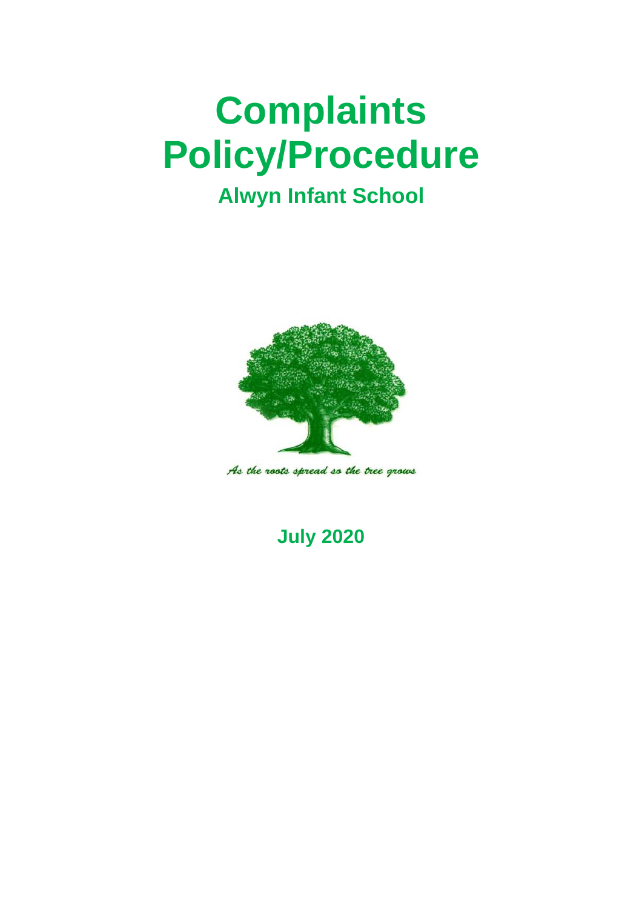# Complaints Policy/Procedure

## Alwyn Infant School

*As the roots spread so the tree grows*

**July 2020**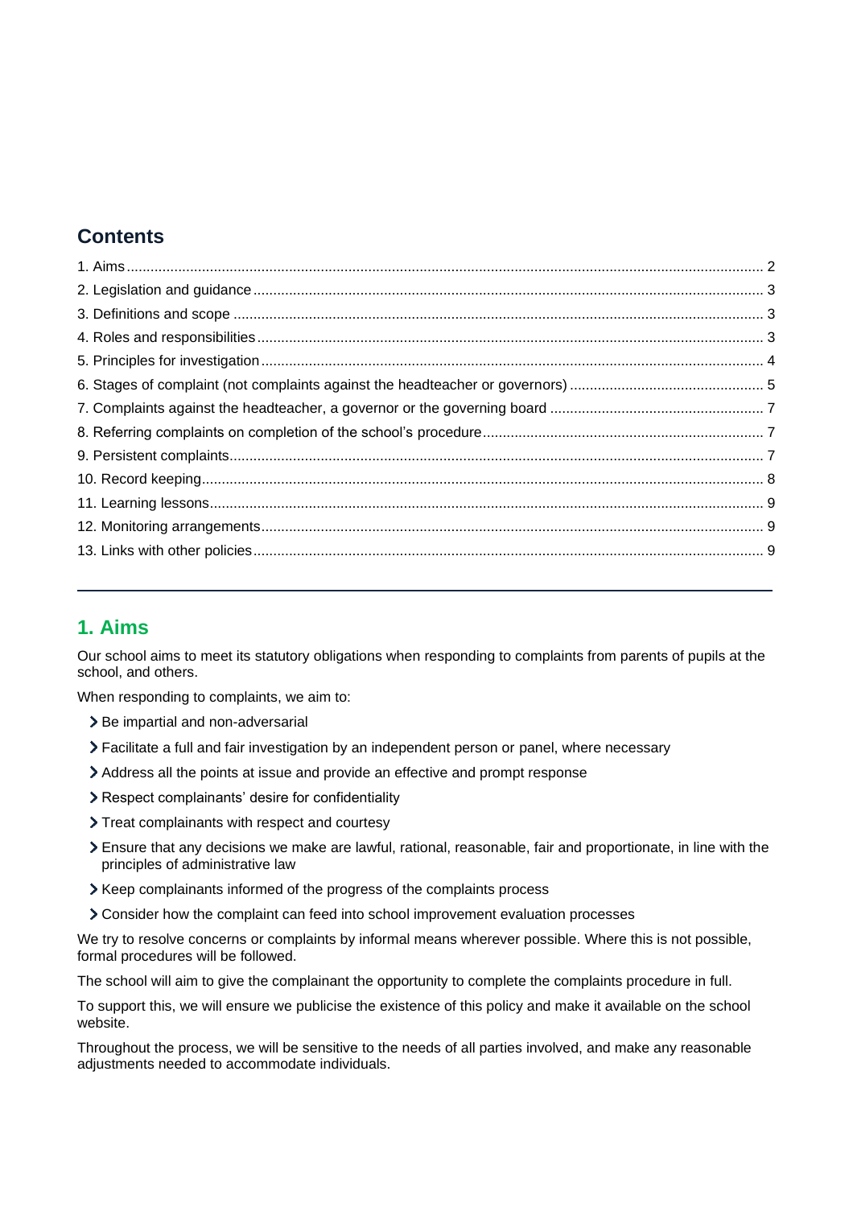## Contents

1. Aims ... 2
2. Legislation and guidance ... 3
3. Definitions and scope ... 3
4. Roles and responsibilities ... 3
5. Principles for investigation ... 4
6. Stages of complaint (not complaints against the headteacher or governors) ... 5
7. Complaints against the headteacher, a governor or the governing board ... 7
8. Referring complaints on completion of the school's procedure ... 7
9. Persistent complaints ... 7
10. Record keeping ... 8
11. Learning lessons ... 9
12. Monitoring arrangements ... 9
13. Links with other policies ... 9

---

## 1. Aims

Our school aims to meet its statutory obligations when responding to complaints from parents of pupils at the school, and others.

When responding to complaints, we aim to:

- Be impartial and non-adversarial
- Facilitate a full and fair investigation by an independent person or panel, where necessary
- Address all the points at issue and provide an effective and prompt response
- Respect complainants' desire for confidentiality
- Treat complainants with respect and courtesy
- Ensure that any decisions we make are lawful, rational, reasonable, fair and proportionate, in line with the principles of administrative law
- Keep complainants informed of the progress of the complaints process
- Consider how the complaint can feed into school improvement evaluation processes

We try to resolve concerns or complaints by informal means wherever possible. Where this is not possible, formal procedures will be followed.

The school will aim to give the complainant the opportunity to complete the complaints procedure in full.

To support this, we will ensure we publicise the existence of this policy and make it available on the school website.

Throughout the process, we will be sensitive to the needs of all parties involved, and make any reasonable adjustments needed to accommodate individuals.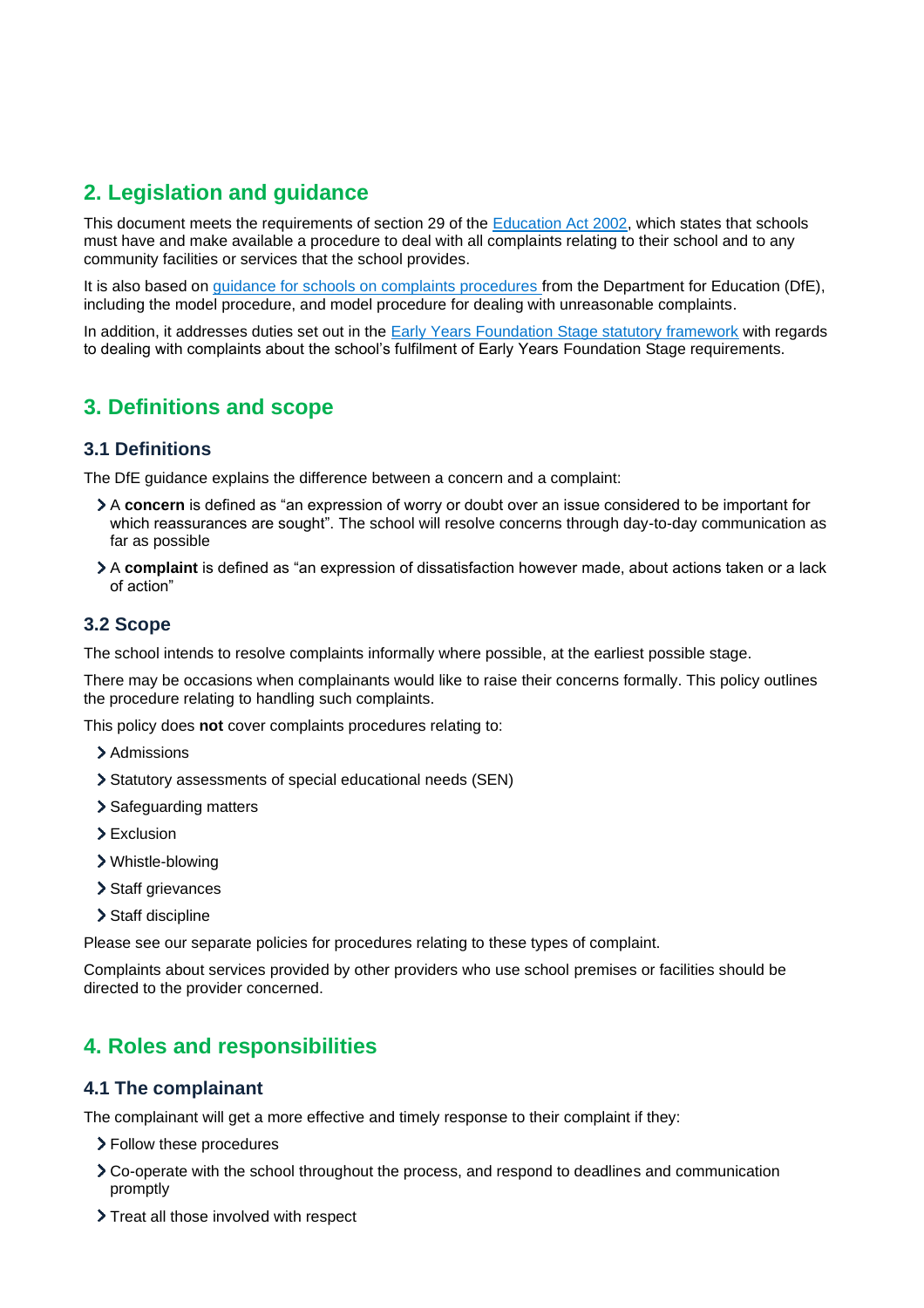## 2. Legislation and guidance

This document meets the requirements of section 29 of the [Education Act 2002](), which states that schools must have and make available a procedure to deal with all complaints relating to their school and to any community facilities or services that the school provides.

It is also based on [guidance for schools on complaints procedures]() from the Department for Education (DfE), including the model procedure, and model procedure for dealing with unreasonable complaints.

In addition, it addresses duties set out in the [Early Years Foundation Stage statutory framework]() with regards to dealing with complaints about the school's fulfilment of Early Years Foundation Stage requirements.

## 3. Definitions and scope

### 3.1 Definitions

The DfE guidance explains the difference between a concern and a complaint:

- A **concern** is defined as "an expression of worry or doubt over an issue considered to be important for which reassurances are sought". The school will resolve concerns through day-to-day communication as far as possible
- A **complaint** is defined as "an expression of dissatisfaction however made, about actions taken or a lack of action"

### 3.2 Scope

The school intends to resolve complaints informally where possible, at the earliest possible stage.

There may be occasions when complainants would like to raise their concerns formally. This policy outlines the procedure relating to handling such complaints.

This policy does **not** cover complaints procedures relating to:

- Admissions
- Statutory assessments of special educational needs (SEN)
- Safeguarding matters
- Exclusion
- Whistle-blowing
- Staff grievances
- Staff discipline

Please see our separate policies for procedures relating to these types of complaint.

Complaints about services provided by other providers who use school premises or facilities should be directed to the provider concerned.

## 4. Roles and responsibilities

### 4.1 The complainant

The complainant will get a more effective and timely response to their complaint if they:

- Follow these procedures
- Co-operate with the school throughout the process, and respond to deadlines and communication promptly
- Treat all those involved with respect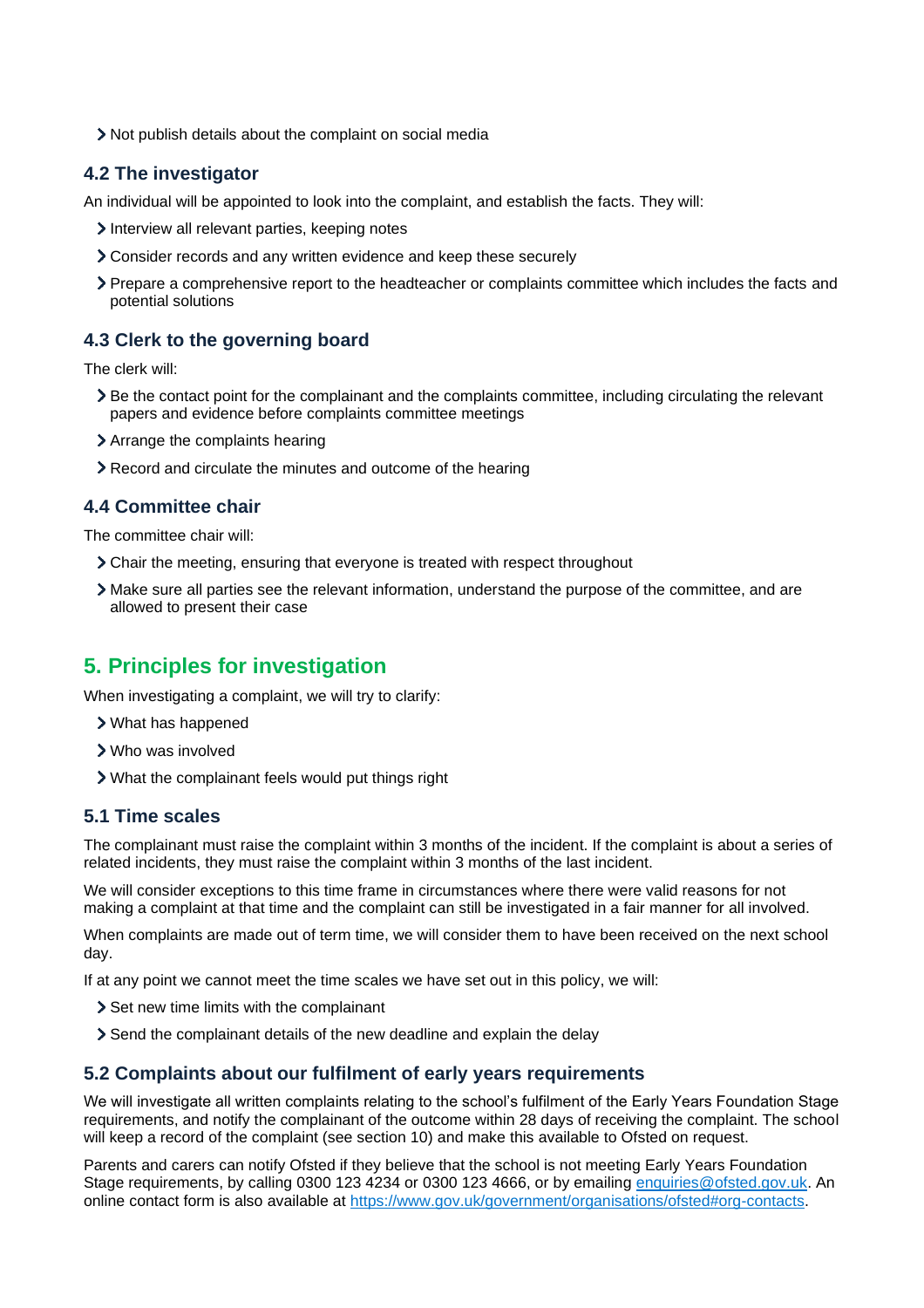- Not publish details about the complaint on social media

### 4.2 The investigator

An individual will be appointed to look into the complaint, and establish the facts. They will:

- Interview all relevant parties, keeping notes
- Consider records and any written evidence and keep these securely
- Prepare a comprehensive report to the headteacher or complaints committee which includes the facts and potential solutions

### 4.3 Clerk to the governing board

The clerk will:

- Be the contact point for the complainant and the complaints committee, including circulating the relevant papers and evidence before complaints committee meetings
- Arrange the complaints hearing
- Record and circulate the minutes and outcome of the hearing

### 4.4 Committee chair

The committee chair will:

- Chair the meeting, ensuring that everyone is treated with respect throughout
- Make sure all parties see the relevant information, understand the purpose of the committee, and are allowed to present their case

## 5. Principles for investigation

When investigating a complaint, we will try to clarify:

- What has happened
- Who was involved
- What the complainant feels would put things right

### 5.1 Time scales

The complainant must raise the complaint within 3 months of the incident. If the complaint is about a series of related incidents, they must raise the complaint within 3 months of the last incident.

We will consider exceptions to this time frame in circumstances where there were valid reasons for not making a complaint at that time and the complaint can still be investigated in a fair manner for all involved.

When complaints are made out of term time, we will consider them to have been received on the next school day.

If at any point we cannot meet the time scales we have set out in this policy, we will:

- Set new time limits with the complainant
- Send the complainant details of the new deadline and explain the delay

### 5.2 Complaints about our fulfilment of early years requirements

We will investigate all written complaints relating to the school's fulfilment of the Early Years Foundation Stage requirements, and notify the complainant of the outcome within 28 days of receiving the complaint. The school will keep a record of the complaint (see section 10) and make this available to Ofsted on request.

Parents and carers can notify Ofsted if they believe that the school is not meeting Early Years Foundation Stage requirements, by calling 0300 123 4234 or 0300 123 4666, or by emailing [enquiries@ofsted.gov.uk](mailto:enquiries@ofsted.gov.uk). An online contact form is also available at [https://www.gov.uk/government/organisations/ofsted#org-contacts](https://www.gov.uk/government/organisations/ofsted#org-contacts).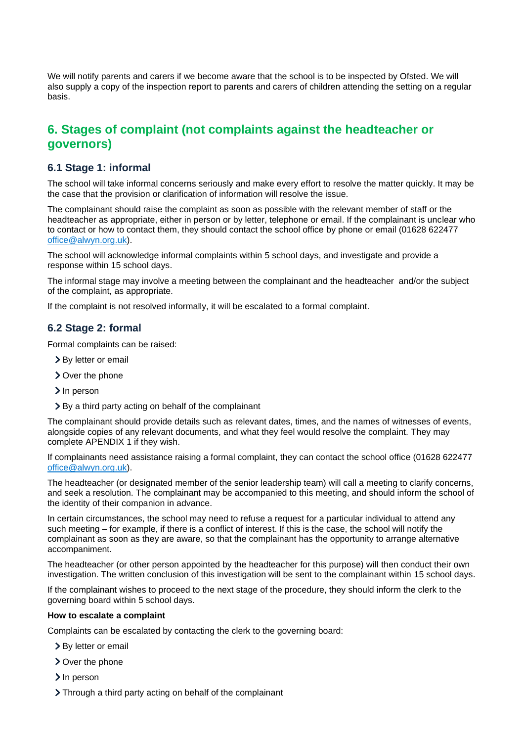We will notify parents and carers if we become aware that the school is to be inspected by Ofsted. We will also supply a copy of the inspection report to parents and carers of children attending the setting on a regular basis.

## 6. Stages of complaint (not complaints against the headteacher or governors)

### 6.1 Stage 1: informal

The school will take informal concerns seriously and make every effort to resolve the matter quickly. It may be the case that the provision or clarification of information will resolve the issue.

The complainant should raise the complaint as soon as possible with the relevant member of staff or the headteacher as appropriate, either in person or by letter, telephone or email. If the complainant is unclear who to contact or how to contact them, they should contact the school office by phone or email (01628 622477 office@alwyn.org.uk).

The school will acknowledge informal complaints within 5 school days, and investigate and provide a response within 15 school days.

The informal stage may involve a meeting between the complainant and the headteacher and/or the subject of the complaint, as appropriate.

If the complaint is not resolved informally, it will be escalated to a formal complaint.

### 6.2 Stage 2: formal

Formal complaints can be raised:

- By letter or email
- Over the phone
- In person
- By a third party acting on behalf of the complainant

The complainant should provide details such as relevant dates, times, and the names of witnesses of events, alongside copies of any relevant documents, and what they feel would resolve the complaint. They may complete APENDIX 1 if they wish.

If complainants need assistance raising a formal complaint, they can contact the school office (01628 622477 office@alwyn.org.uk).

The headteacher (or designated member of the senior leadership team) will call a meeting to clarify concerns, and seek a resolution. The complainant may be accompanied to this meeting, and should inform the school of the identity of their companion in advance.

In certain circumstances, the school may need to refuse a request for a particular individual to attend any such meeting – for example, if there is a conflict of interest. If this is the case, the school will notify the complainant as soon as they are aware, so that the complainant has the opportunity to arrange alternative accompaniment.

The headteacher (or other person appointed by the headteacher for this purpose) will then conduct their own investigation. The written conclusion of this investigation will be sent to the complainant within 15 school days.

If the complainant wishes to proceed to the next stage of the procedure, they should inform the clerk to the governing board within 5 school days.

**How to escalate a complaint**

Complaints can be escalated by contacting the clerk to the governing board:

- By letter or email
- Over the phone
- In person
- Through a third party acting on behalf of the complainant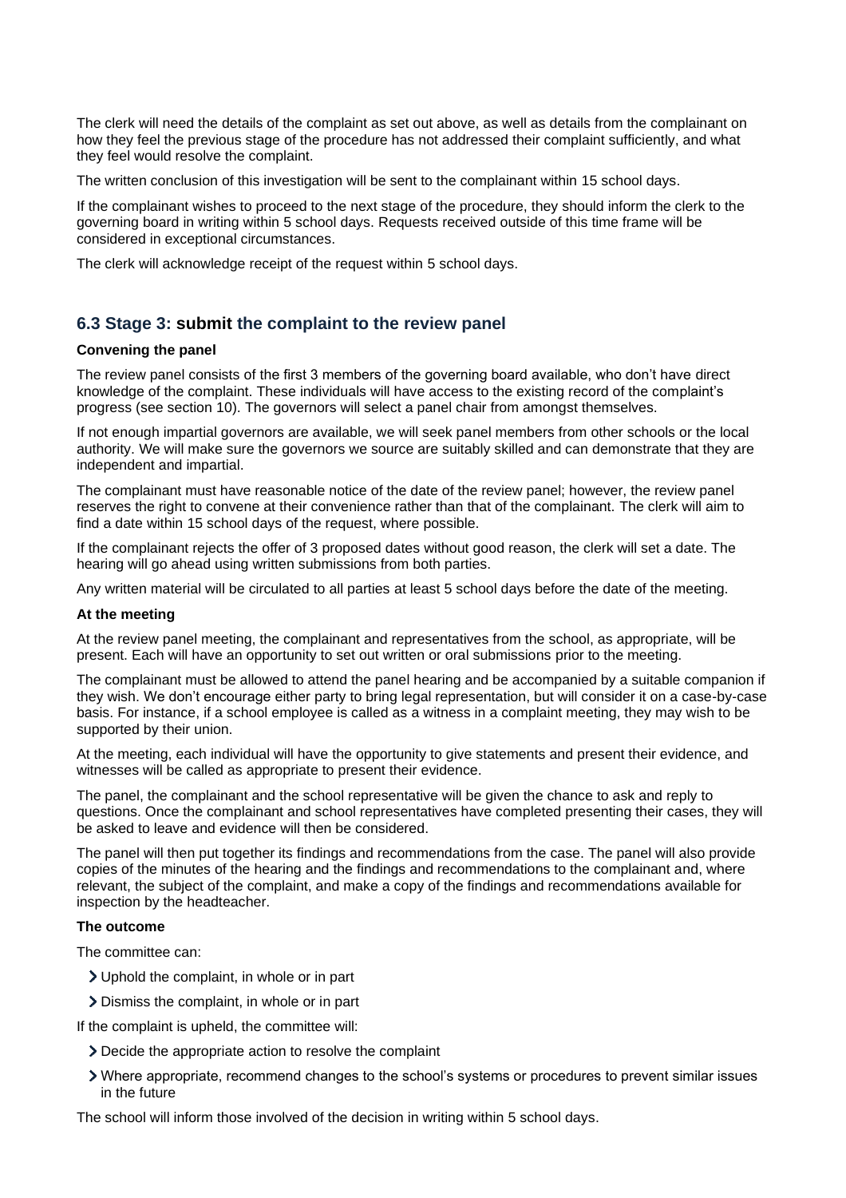The clerk will need the details of the complaint as set out above, as well as details from the complainant on how they feel the previous stage of the procedure has not addressed their complaint sufficiently, and what they feel would resolve the complaint.

The written conclusion of this investigation will be sent to the complainant within 15 school days.

If the complainant wishes to proceed to the next stage of the procedure, they should inform the clerk to the governing board in writing within 5 school days. Requests received outside of this time frame will be considered in exceptional circumstances.

The clerk will acknowledge receipt of the request within 5 school days.

### 6.3 Stage 3: submit the complaint to the review panel

**Convening the panel**

The review panel consists of the first 3 members of the governing board available, who don't have direct knowledge of the complaint. These individuals will have access to the existing record of the complaint's progress (see section 10). The governors will select a panel chair from amongst themselves.

If not enough impartial governors are available, we will seek panel members from other schools or the local authority. We will make sure the governors we source are suitably skilled and can demonstrate that they are independent and impartial.

The complainant must have reasonable notice of the date of the review panel; however, the review panel reserves the right to convene at their convenience rather than that of the complainant. The clerk will aim to find a date within 15 school days of the request, where possible.

If the complainant rejects the offer of 3 proposed dates without good reason, the clerk will set a date. The hearing will go ahead using written submissions from both parties.

Any written material will be circulated to all parties at least 5 school days before the date of the meeting.

**At the meeting**

At the review panel meeting, the complainant and representatives from the school, as appropriate, will be present. Each will have an opportunity to set out written or oral submissions prior to the meeting.

The complainant must be allowed to attend the panel hearing and be accompanied by a suitable companion if they wish. We don't encourage either party to bring legal representation, but will consider it on a case-by-case basis. For instance, if a school employee is called as a witness in a complaint meeting, they may wish to be supported by their union.

At the meeting, each individual will have the opportunity to give statements and present their evidence, and witnesses will be called as appropriate to present their evidence.

The panel, the complainant and the school representative will be given the chance to ask and reply to questions. Once the complainant and school representatives have completed presenting their cases, they will be asked to leave and evidence will then be considered.

The panel will then put together its findings and recommendations from the case. The panel will also provide copies of the minutes of the hearing and the findings and recommendations to the complainant and, where relevant, the subject of the complaint, and make a copy of the findings and recommendations available for inspection by the headteacher.

**The outcome**

The committee can:

- Uphold the complaint, in whole or in part
- Dismiss the complaint, in whole or in part

If the complaint is upheld, the committee will:

- Decide the appropriate action to resolve the complaint
- Where appropriate, recommend changes to the school's systems or procedures to prevent similar issues in the future

The school will inform those involved of the decision in writing within 5 school days.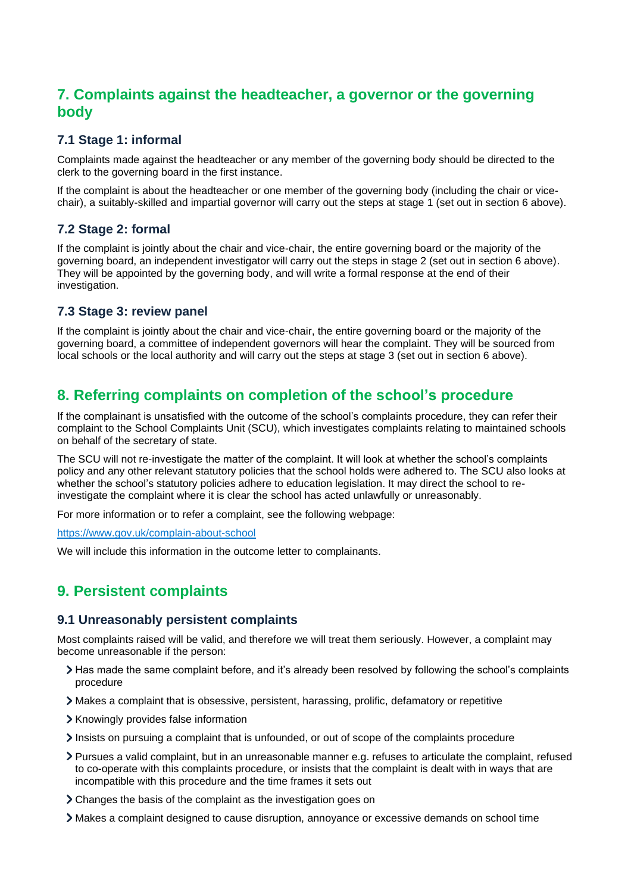## 7. Complaints against the headteacher, a governor or the governing body

### 7.1 Stage 1: informal

Complaints made against the headteacher or any member of the governing body should be directed to the clerk to the governing board in the first instance.

If the complaint is about the headteacher or one member of the governing body (including the chair or vice-chair), a suitably-skilled and impartial governor will carry out the steps at stage 1 (set out in section 6 above).

### 7.2 Stage 2: formal

If the complaint is jointly about the chair and vice-chair, the entire governing board or the majority of the governing board, an independent investigator will carry out the steps in stage 2 (set out in section 6 above). They will be appointed by the governing body, and will write a formal response at the end of their investigation.

### 7.3 Stage 3: review panel

If the complaint is jointly about the chair and vice-chair, the entire governing board or the majority of the governing board, a committee of independent governors will hear the complaint. They will be sourced from local schools or the local authority and will carry out the steps at stage 3 (set out in section 6 above).

## 8. Referring complaints on completion of the school's procedure

If the complainant is unsatisfied with the outcome of the school's complaints procedure, they can refer their complaint to the School Complaints Unit (SCU), which investigates complaints relating to maintained schools on behalf of the secretary of state.

The SCU will not re-investigate the matter of the complaint. It will look at whether the school's complaints policy and any other relevant statutory policies that the school holds were adhered to. The SCU also looks at whether the school's statutory policies adhere to education legislation. It may direct the school to re-investigate the complaint where it is clear the school has acted unlawfully or unreasonably.

For more information or to refer a complaint, see the following webpage:

https://www.gov.uk/complain-about-school

We will include this information in the outcome letter to complainants.

## 9. Persistent complaints

### 9.1 Unreasonably persistent complaints

Most complaints raised will be valid, and therefore we will treat them seriously. However, a complaint may become unreasonable if the person:

- Has made the same complaint before, and it's already been resolved by following the school's complaints procedure
- Makes a complaint that is obsessive, persistent, harassing, prolific, defamatory or repetitive
- Knowingly provides false information
- Insists on pursuing a complaint that is unfounded, or out of scope of the complaints procedure
- Pursues a valid complaint, but in an unreasonable manner e.g. refuses to articulate the complaint, refused to co-operate with this complaints procedure, or insists that the complaint is dealt with in ways that are incompatible with this procedure and the time frames it sets out
- Changes the basis of the complaint as the investigation goes on
- Makes a complaint designed to cause disruption, annoyance or excessive demands on school time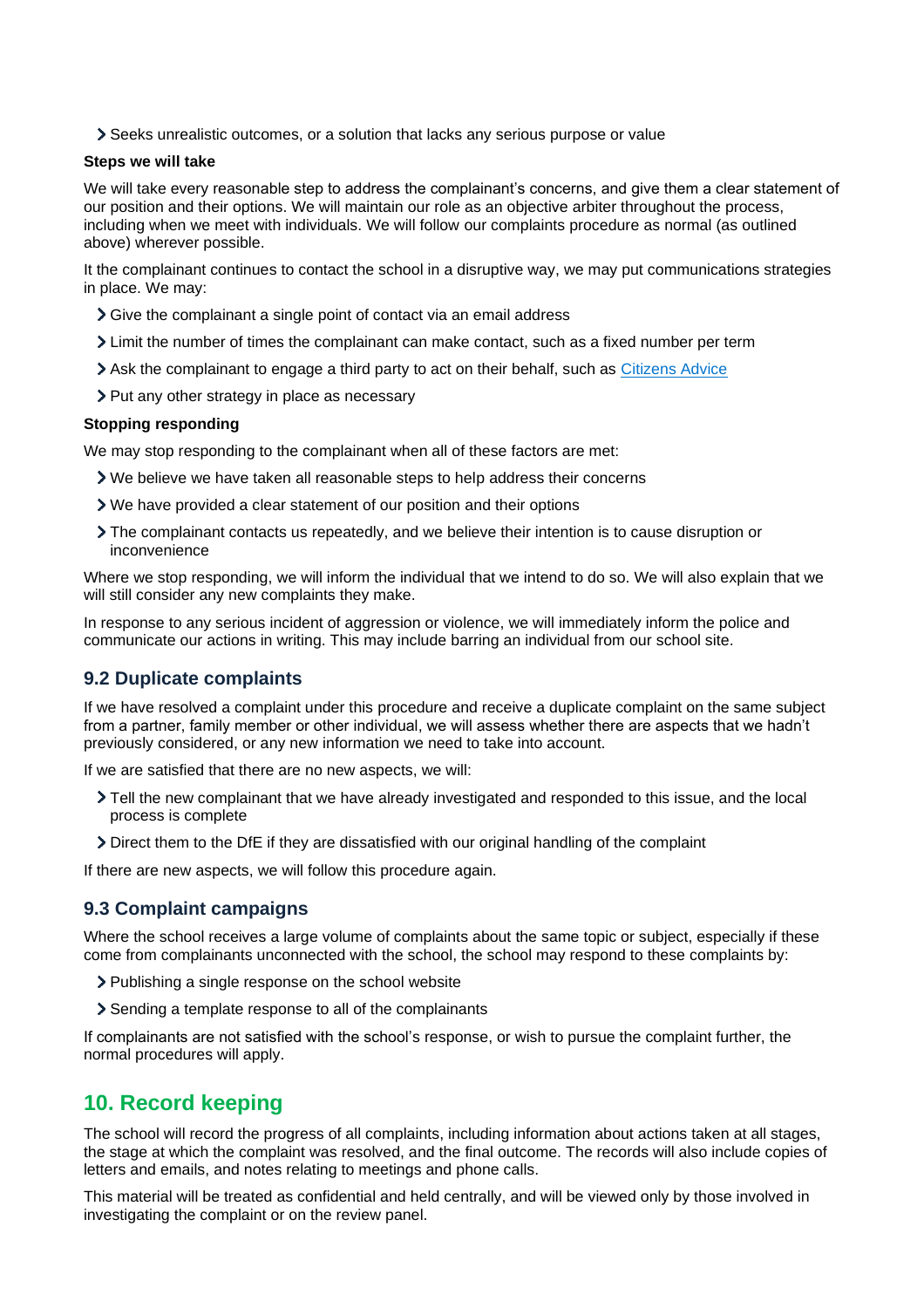- Seeks unrealistic outcomes, or a solution that lacks any serious purpose or value

**Steps we will take**

We will take every reasonable step to address the complainant's concerns, and give them a clear statement of our position and their options. We will maintain our role as an objective arbiter throughout the process, including when we meet with individuals. We will follow our complaints procedure as normal (as outlined above) wherever possible.

It the complainant continues to contact the school in a disruptive way, we may put communications strategies in place. We may:

- Give the complainant a single point of contact via an email address
- Limit the number of times the complainant can make contact, such as a fixed number per term
- Ask the complainant to engage a third party to act on their behalf, such as Citizens Advice
- Put any other strategy in place as necessary

**Stopping responding**

We may stop responding to the complainant when all of these factors are met:

- We believe we have taken all reasonable steps to help address their concerns
- We have provided a clear statement of our position and their options
- The complainant contacts us repeatedly, and we believe their intention is to cause disruption or inconvenience

Where we stop responding, we will inform the individual that we intend to do so. We will also explain that we will still consider any new complaints they make.

In response to any serious incident of aggression or violence, we will immediately inform the police and communicate our actions in writing. This may include barring an individual from our school site.

### 9.2 Duplicate complaints

If we have resolved a complaint under this procedure and receive a duplicate complaint on the same subject from a partner, family member or other individual, we will assess whether there are aspects that we hadn't previously considered, or any new information we need to take into account.

If we are satisfied that there are no new aspects, we will:

- Tell the new complainant that we have already investigated and responded to this issue, and the local process is complete
- Direct them to the DfE if they are dissatisfied with our original handling of the complaint

If there are new aspects, we will follow this procedure again.

### 9.3 Complaint campaigns

Where the school receives a large volume of complaints about the same topic or subject, especially if these come from complainants unconnected with the school, the school may respond to these complaints by:

- Publishing a single response on the school website
- Sending a template response to all of the complainants

If complainants are not satisfied with the school's response, or wish to pursue the complaint further, the normal procedures will apply.

## 10. Record keeping

The school will record the progress of all complaints, including information about actions taken at all stages, the stage at which the complaint was resolved, and the final outcome. The records will also include copies of letters and emails, and notes relating to meetings and phone calls.

This material will be treated as confidential and held centrally, and will be viewed only by those involved in investigating the complaint or on the review panel.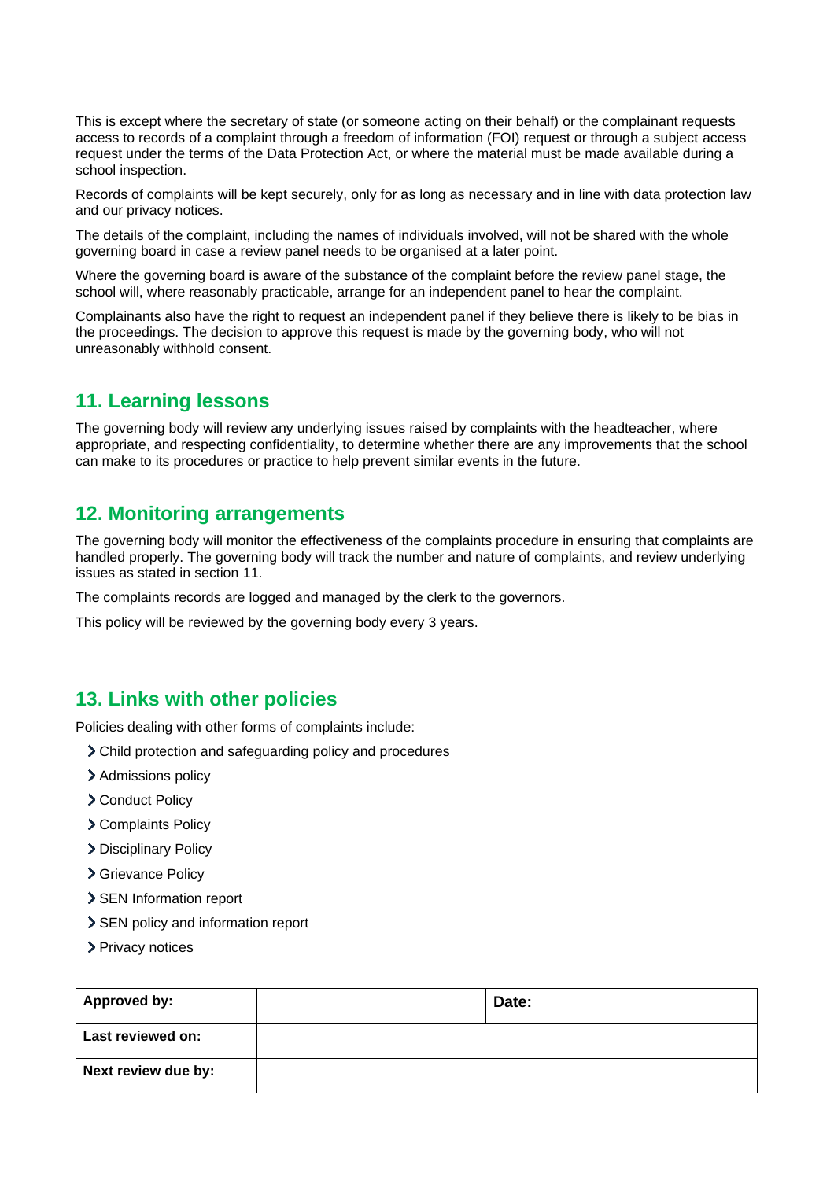This is except where the secretary of state (or someone acting on their behalf) or the complainant requests access to records of a complaint through a freedom of information (FOI) request or through a subject access request under the terms of the Data Protection Act, or where the material must be made available during a school inspection.

Records of complaints will be kept securely, only for as long as necessary and in line with data protection law and our privacy notices.

The details of the complaint, including the names of individuals involved, will not be shared with the whole governing board in case a review panel needs to be organised at a later point.

Where the governing board is aware of the substance of the complaint before the review panel stage, the school will, where reasonably practicable, arrange for an independent panel to hear the complaint.

Complainants also have the right to request an independent panel if they believe there is likely to be bias in the proceedings. The decision to approve this request is made by the governing body, who will not unreasonably withhold consent.

## 11. Learning lessons

The governing body will review any underlying issues raised by complaints with the headteacher, where appropriate, and respecting confidentiality, to determine whether there are any improvements that the school can make to its procedures or practice to help prevent similar events in the future.

## 12. Monitoring arrangements

The governing body will monitor the effectiveness of the complaints procedure in ensuring that complaints are handled properly. The governing body will track the number and nature of complaints, and review underlying issues as stated in section 11.

The complaints records are logged and managed by the clerk to the governors.

This policy will be reviewed by the governing body every 3 years.

## 13. Links with other policies

Policies dealing with other forms of complaints include:

- Child protection and safeguarding policy and procedures
- Admissions policy
- Conduct Policy
- Complaints Policy
- Disciplinary Policy
- Grievance Policy
- SEN Information report
- SEN policy and information report
- Privacy notices

| **Approved by:** | | **Date:** |
| --- | --- | --- |
| **Last reviewed on:** | | |
| **Next review due by:** | | |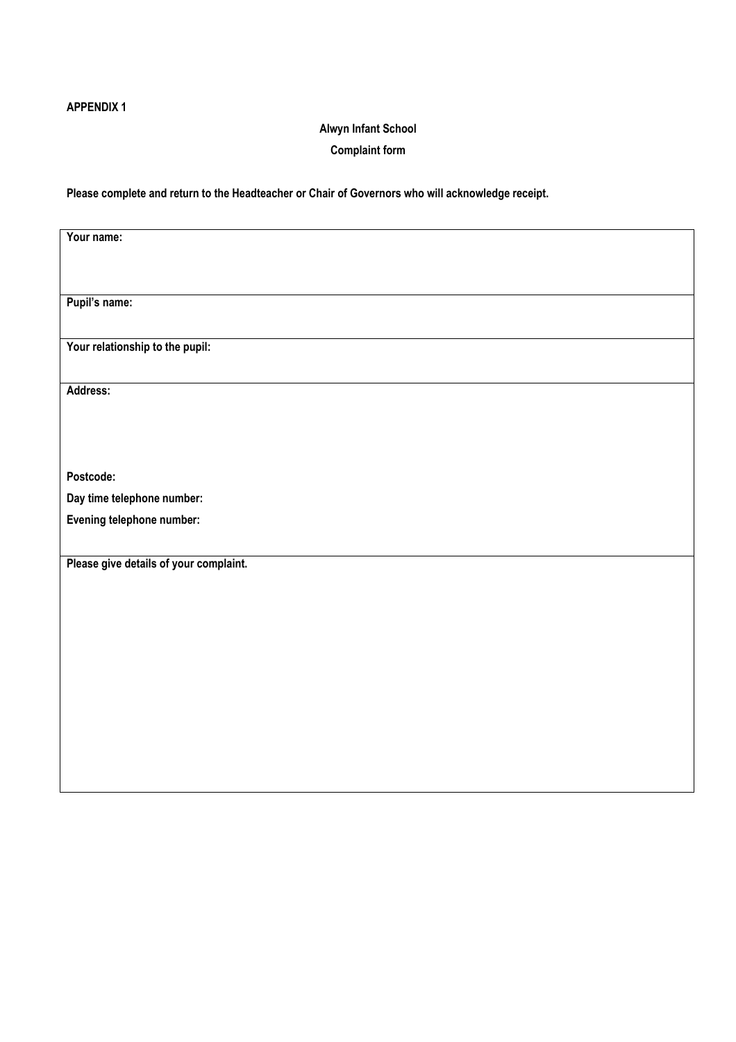**APPENDIX 1**

**Alwyn Infant School**

**Complaint form**

**Please complete and return to the Headteacher or Chair of Governors who will acknowledge receipt.**

| **Your name:** |
|---|
| **Pupil's name:** |
| **Your relationship to the pupil:** |
| **Address:**<br><br><br>**Postcode:**<br>**Day time telephone number:**<br>**Evening telephone number:** |
| **Please give details of your complaint.** |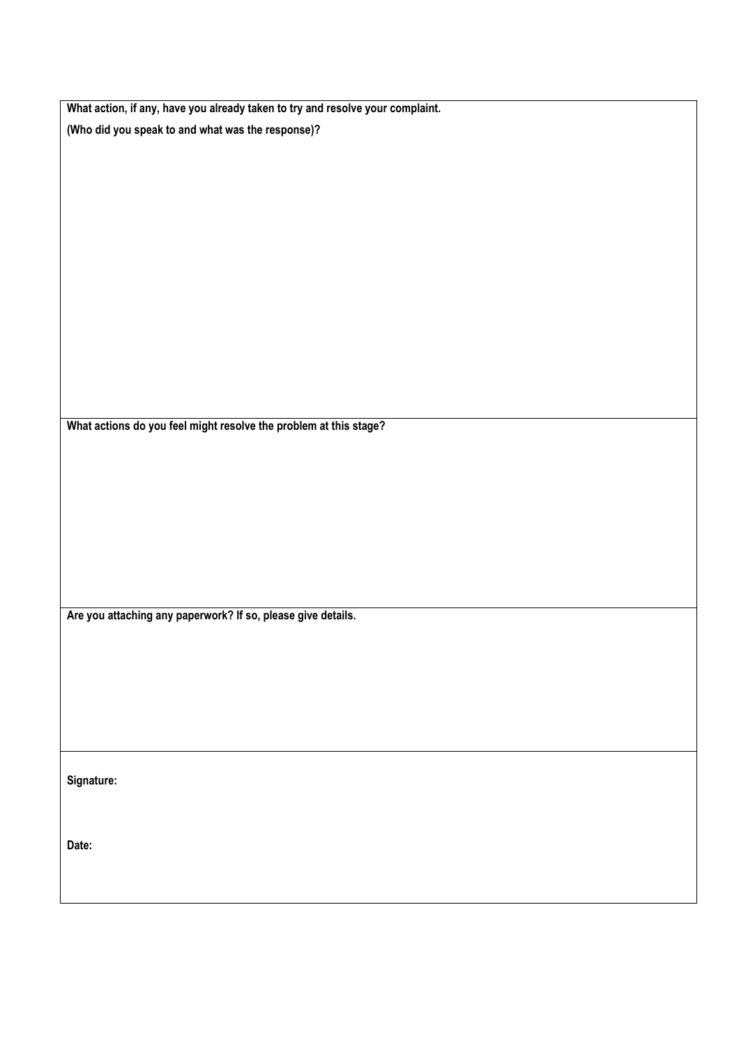| **What action, if any, have you already taken to try and resolve your complaint.**<br>**(Who did you speak to and what was the response)?** |
|---|
| **What actions do you feel might resolve the problem at this stage?** |
| **Are you attaching any paperwork? If so, please give details.** |
| **Signature:**<br><br>**Date:** |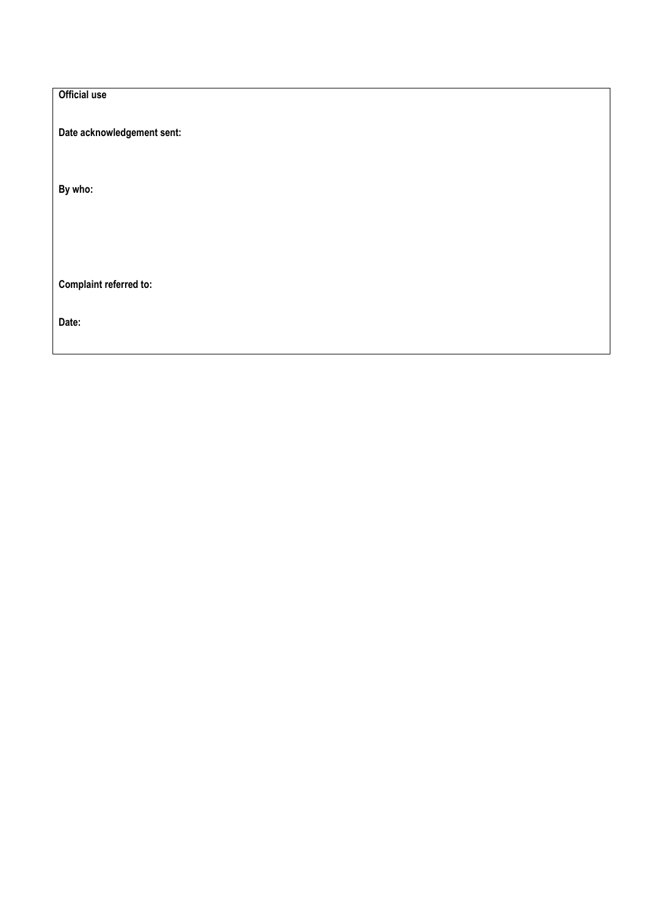**Official use**

**Date acknowledgement sent:**

**By who:**

**Complaint referred to:**

**Date:**